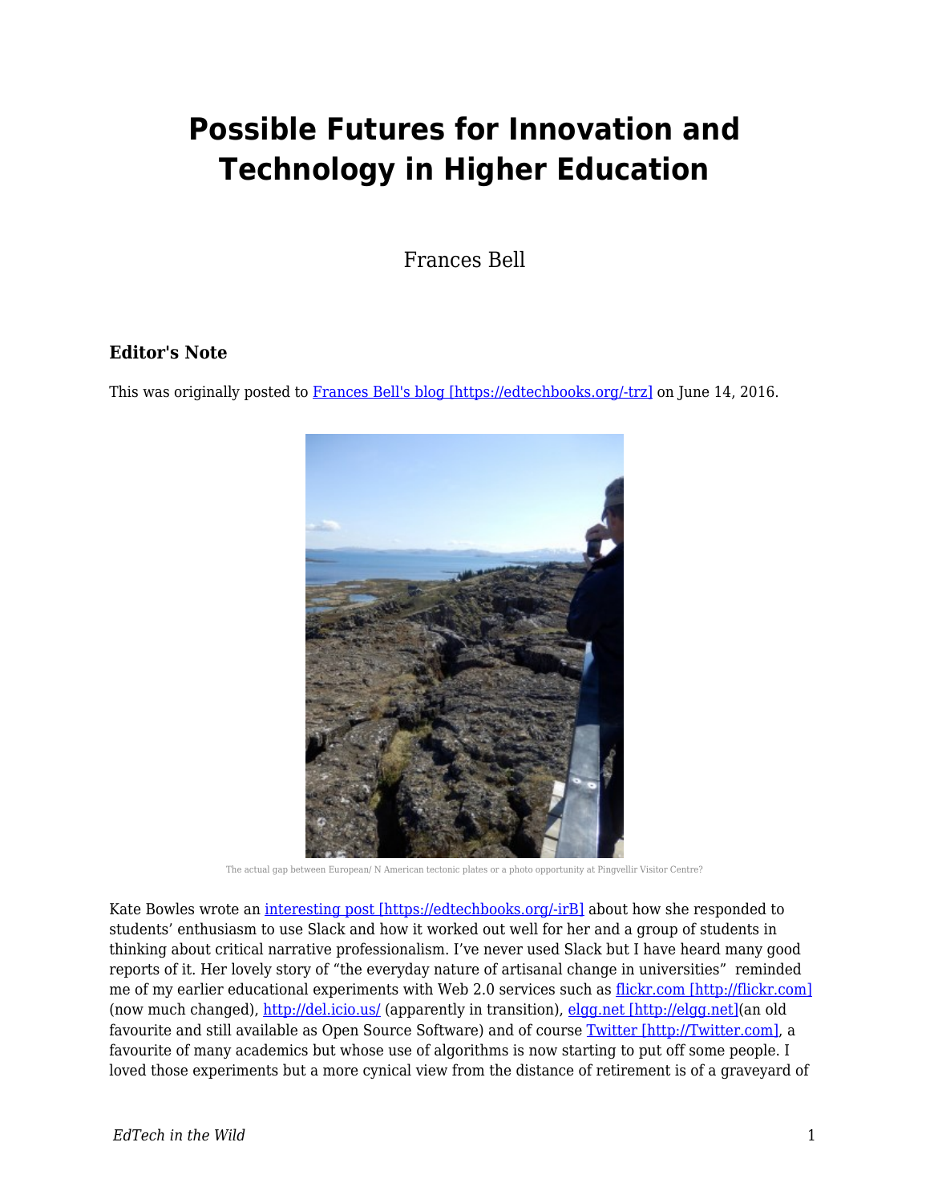# Possible Futures for Innovation and Technology in Higher Education

Frances Bell

### Editor's Note

This was originally posted to [Frances Bell's blog [https://edtechbooks.org/-trz]](https://edtechbooks.org/-trz) on June 14, 2016.

The actual gap between European/ N American tectonic plates or a photo opportunity at Pingvellir Visitor Centre?

Kate Bowles wrote an [interesting post [https://edtechbooks.org/-irB]](https://edtechbooks.org/-irB) about how she responded to students' enthusiasm to use Slack and how it worked out well for her and a group of students in thinking about critical narrative professionalism. I've never used Slack but I have heard many good reports of it. Her lovely story of "the everyday nature of artisanal change in universities" reminded me of my earlier educational experiments with Web 2.0 services such as [flickr.com [http://flickr.com]](http://flickr.com) (now much changed), [http://del.icio.us/](http://del.icio.us/) (apparently in transition), [elgg.net [http://elgg.net]](http://elgg.net)(an old favourite and still available as Open Source Software) and of course [Twitter [http://Twitter.com]](http://Twitter.com), a favourite of many academics but whose use of algorithms is now starting to put off some people. I loved those experiments but a more cynical view from the distance of retirement is of a graveyard of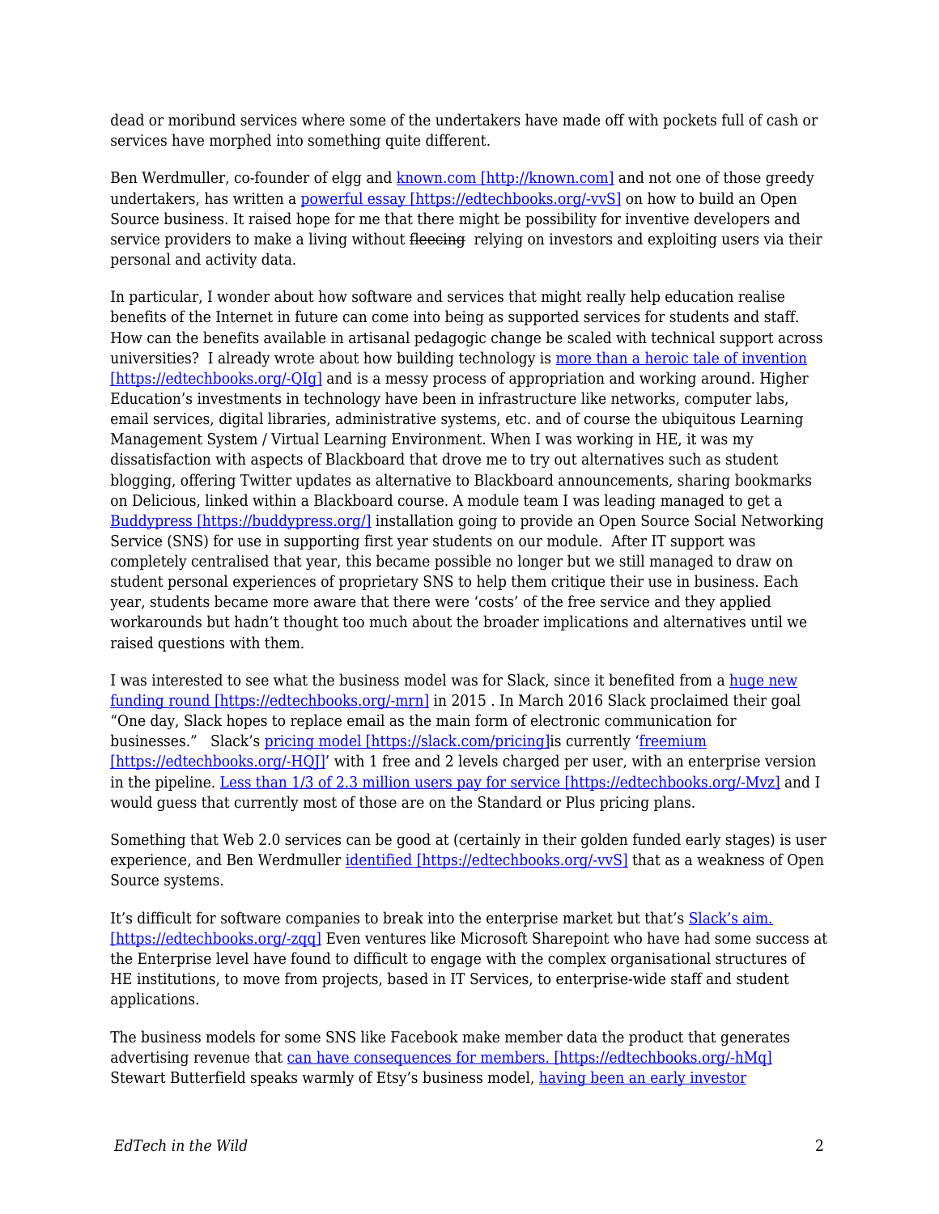dead or moribund services where some of the undertakers have made off with pockets full of cash or services have morphed into something quite different.

Ben Werdmuller, co-founder of elgg and [known.com [http://known.com]](http://known.com) and not one of those greedy undertakers, has written a [powerful essay [https://edtechbooks.org/-vvS]](https://edtechbooks.org/-vvS) on how to build an Open Source business. It raised hope for me that there might be possibility for inventive developers and service providers to make a living without ~~fleecing~~ relying on investors and exploiting users via their personal and activity data.

In particular, I wonder about how software and services that might really help education realise benefits of the Internet in future can come into being as supported services for students and staff. How can the benefits available in artisanal pedagogic change be scaled with technical support across universities? I already wrote about how building technology is [more than a heroic tale of invention [https://edtechbooks.org/-QIg]](https://edtechbooks.org/-QIg) and is a messy process of appropriation and working around. Higher Education's investments in technology have been in infrastructure like networks, computer labs, email services, digital libraries, administrative systems, etc. and of course the ubiquitous Learning Management System / Virtual Learning Environment. When I was working in HE, it was my dissatisfaction with aspects of Blackboard that drove me to try out alternatives such as student blogging, offering Twitter updates as alternative to Blackboard announcements, sharing bookmarks on Delicious, linked within a Blackboard course. A module team I was leading managed to get a [Buddypress [https://buddypress.org/]](https://buddypress.org/) installation going to provide an Open Source Social Networking Service (SNS) for use in supporting first year students on our module. After IT support was completely centralised that year, this became possible no longer but we still managed to draw on student personal experiences of proprietary SNS to help them critique their use in business. Each year, students became more aware that there were 'costs' of the free service and they applied workarounds but hadn't thought too much about the broader implications and alternatives until we raised questions with them.

I was interested to see what the business model was for Slack, since it benefited from a [huge new funding round [https://edtechbooks.org/-mrn]](https://edtechbooks.org/-mrn) in 2015 . In March 2016 Slack proclaimed their goal "One day, Slack hopes to replace email as the main form of electronic communication for businesses." Slack's [pricing model [https://slack.com/pricing]](https://slack.com/pricing)is currently '[freemium [https://edtechbooks.org/-HQJ]](https://edtechbooks.org/-HQJ)' with 1 free and 2 levels charged per user, with an enterprise version in the pipeline. [Less than 1/3 of 2.3 million users pay for service [https://edtechbooks.org/-Mvz]](https://edtechbooks.org/-Mvz) and I would guess that currently most of those are on the Standard or Plus pricing plans.

Something that Web 2.0 services can be good at (certainly in their golden funded early stages) is user experience, and Ben Werdmuller [identified [https://edtechbooks.org/-vvS]](https://edtechbooks.org/-vvS) that as a weakness of Open Source systems.

It's difficult for software companies to break into the enterprise market but that's [Slack's aim. [https://edtechbooks.org/-zqq]](https://edtechbooks.org/-zqq) Even ventures like Microsoft Sharepoint who have had some success at the Enterprise level have found to difficult to engage with the complex organisational structures of HE institutions, to move from projects, based in IT Services, to enterprise-wide staff and student applications.

The business models for some SNS like Facebook make member data the product that generates advertising revenue that [can have consequences for members. [https://edtechbooks.org/-hMq]](https://edtechbooks.org/-hMq) Stewart Butterfield speaks warmly of Etsy's business model, having been an early investor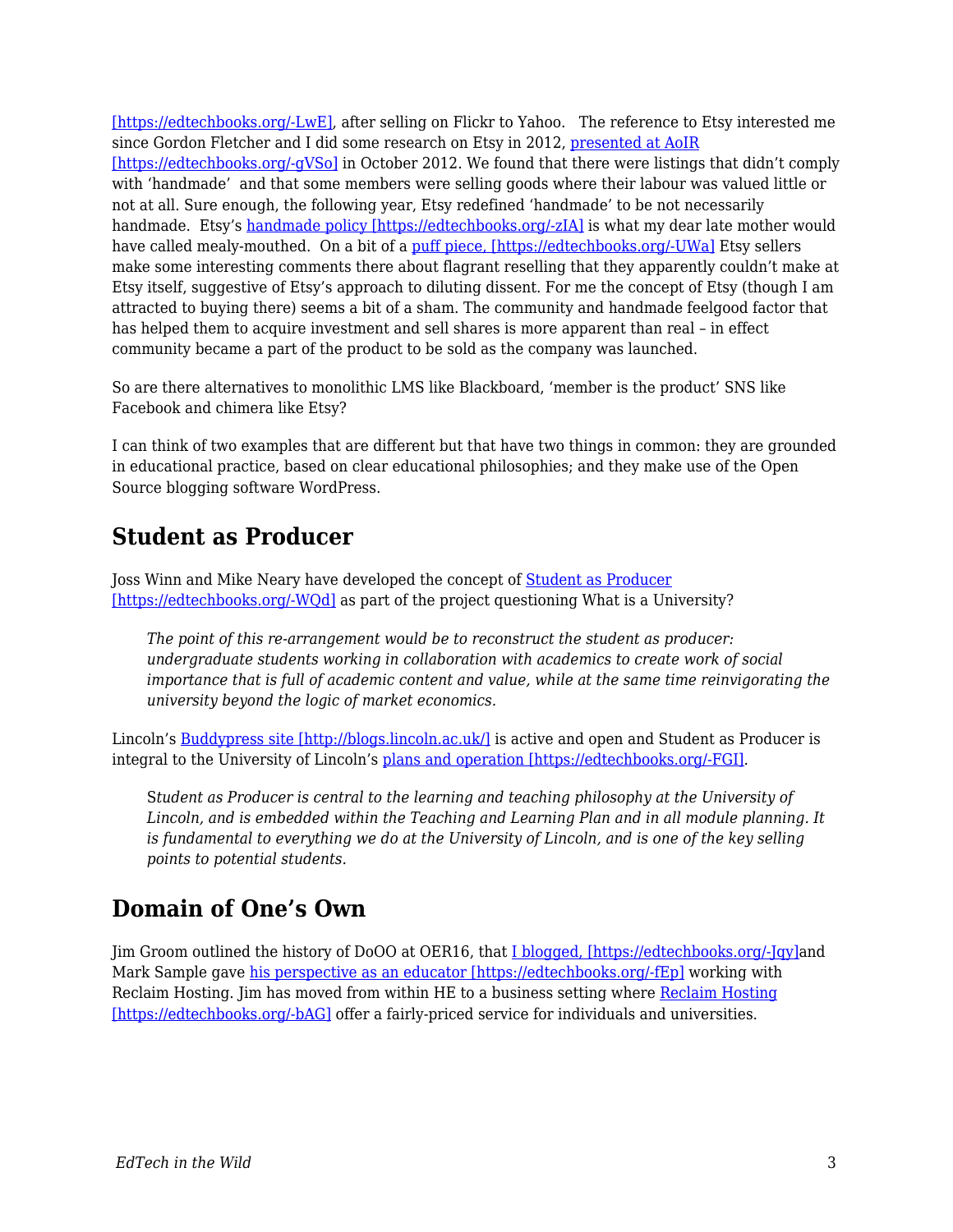[https://edtechbooks.org/-LwE], after selling on Flickr to Yahoo.   The reference to Etsy interested me since Gordon Fletcher and I did some research on Etsy in 2012, presented at AoIR [https://edtechbooks.org/-gVSo] in October 2012. We found that there were listings that didn't comply with 'handmade'  and that some members were selling goods where their labour was valued little or not at all. Sure enough, the following year, Etsy redefined 'handmade' to be not necessarily handmade.  Etsy's handmade policy [https://edtechbooks.org/-zIA] is what my dear late mother would have called mealy-mouthed.  On a bit of a puff piece, [https://edtechbooks.org/-UWa] Etsy sellers make some interesting comments there about flagrant reselling that they apparently couldn't make at Etsy itself, suggestive of Etsy's approach to diluting dissent. For me the concept of Etsy (though I am attracted to buying there) seems a bit of a sham. The community and handmade feelgood factor that has helped them to acquire investment and sell shares is more apparent than real – in effect community became a part of the product to be sold as the company was launched.

So are there alternatives to monolithic LMS like Blackboard, 'member is the product' SNS like Facebook and chimera like Etsy?

I can think of two examples that are different but that have two things in common: they are grounded in educational practice, based on clear educational philosophies; and they make use of the Open Source blogging software WordPress.

## Student as Producer

Joss Winn and Mike Neary have developed the concept of Student as Producer [https://edtechbooks.org/-WQd] as part of the project questioning What is a University?

> *The point of this re-arrangement would be to reconstruct the student as producer: undergraduate students working in collaboration with academics to create work of social importance that is full of academic content and value, while at the same time reinvigorating the university beyond the logic of market economics.*

Lincoln's Buddypress site [http://blogs.lincoln.ac.uk/] is active and open and Student as Producer is integral to the University of Lincoln's plans and operation [https://edtechbooks.org/-FGI].

> *Student as Producer is central to the learning and teaching philosophy at the University of Lincoln, and is embedded within the Teaching and Learning Plan and in all module planning. It is fundamental to everything we do at the University of Lincoln, and is one of the key selling points to potential students.*

## Domain of One's Own

Jim Groom outlined the history of DoOO at OER16, that I blogged, [https://edtechbooks.org/-Jqy]and Mark Sample gave his perspective as an educator [https://edtechbooks.org/-fEp] working with Reclaim Hosting. Jim has moved from within HE to a business setting where Reclaim Hosting [https://edtechbooks.org/-bAG] offer a fairly-priced service for individuals and universities.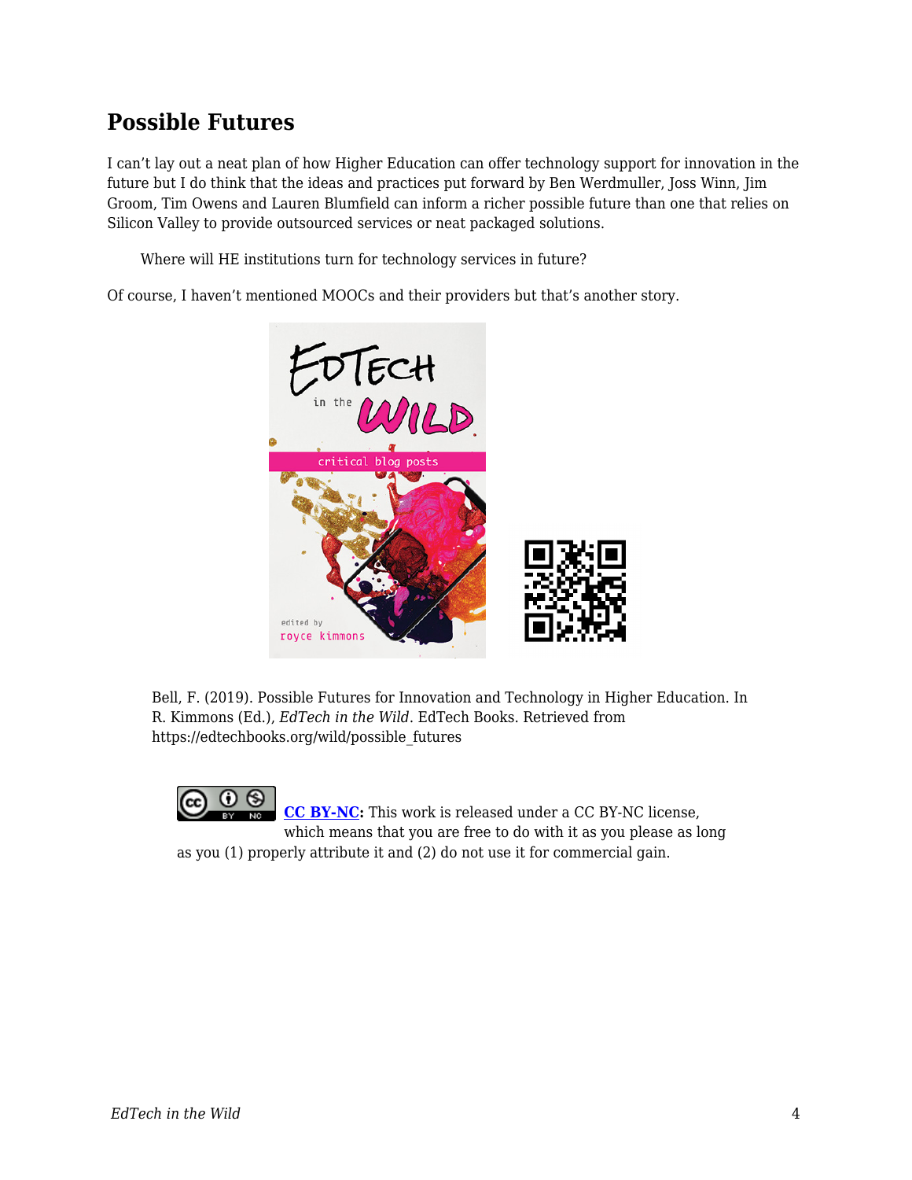## Possible Futures

I can't lay out a neat plan of how Higher Education can offer technology support for innovation in the future but I do think that the ideas and practices put forward by Ben Werdmuller, Joss Winn, Jim Groom, Tim Owens and Lauren Blumfield can inform a richer possible future than one that relies on Silicon Valley to provide outsourced services or neat packaged solutions.

> Where will HE institutions turn for technology services in future?

Of course, I haven't mentioned MOOCs and their providers but that's another story.

Bell, F. (2019). Possible Futures for Innovation and Technology in Higher Education. In R. Kimmons (Ed.), *EdTech in the Wild*. EdTech Books. Retrieved from https://edtechbooks.org/wild/possible_futures

**CC BY-NC:** This work is released under a CC BY-NC license, which means that you are free to do with it as you please as long as you (1) properly attribute it and (2) do not use it for commercial gain.